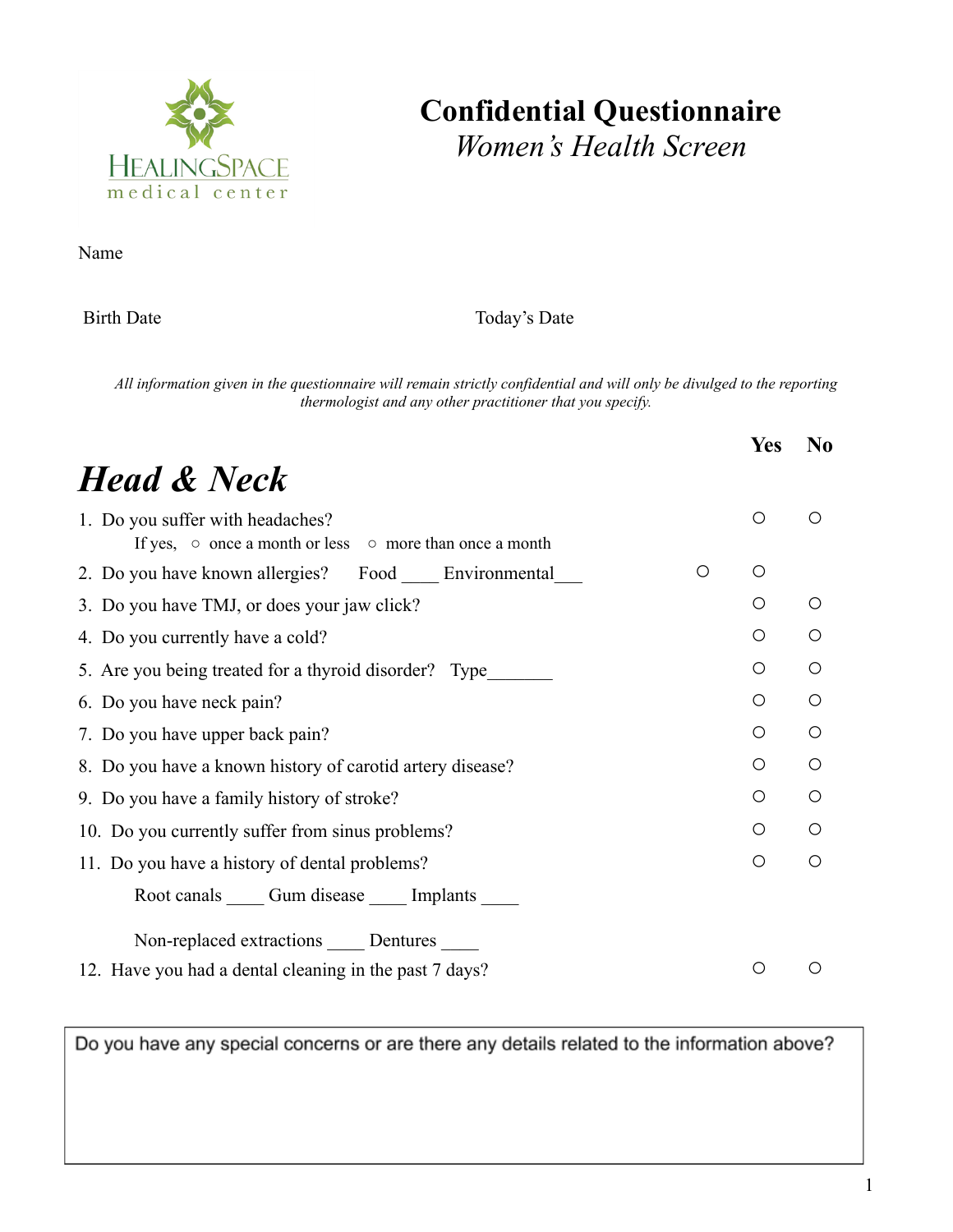HEALINGSPACE
medical center

# Confidential Questionnaire

*Women's Health Screen*

Name

Birth Date

Today's Date

*All information given in the questionnaire will remain strictly confidential and will only be divulged to the reporting thermologist and any other practitioner that you specify.*

## *Head & Neck*

| | Yes | No |
|---|---|---|
| 1. Do you suffer with headaches? If yes, ○ once a month or less ○ more than once a month | ○ | ○ |
| 2. Do you have known allergies? Food ____ Environmental___ | ○ | ○ |
| 3. Do you have TMJ, or does your jaw click? | ○ | ○ |
| 4. Do you currently have a cold? | ○ | ○ |
| 5. Are you being treated for a thyroid disorder? Type_______ | ○ | ○ |
| 6. Do you have neck pain? | ○ | ○ |
| 7. Do you have upper back pain? | ○ | ○ |
| 8. Do you have a known history of carotid artery disease? | ○ | ○ |
| 9. Do you have a family history of stroke? | ○ | ○ |
| 10. Do you currently suffer from sinus problems? | ○ | ○ |
| 11. Do you have a history of dental problems? Root canals ____ Gum disease ____ Implants ____ Non-replaced extractions ____ Dentures ____ | ○ | ○ |
| 12. Have you had a dental cleaning in the past 7 days? | ○ | ○ |

Do you have any special concerns or are there any details related to the information above?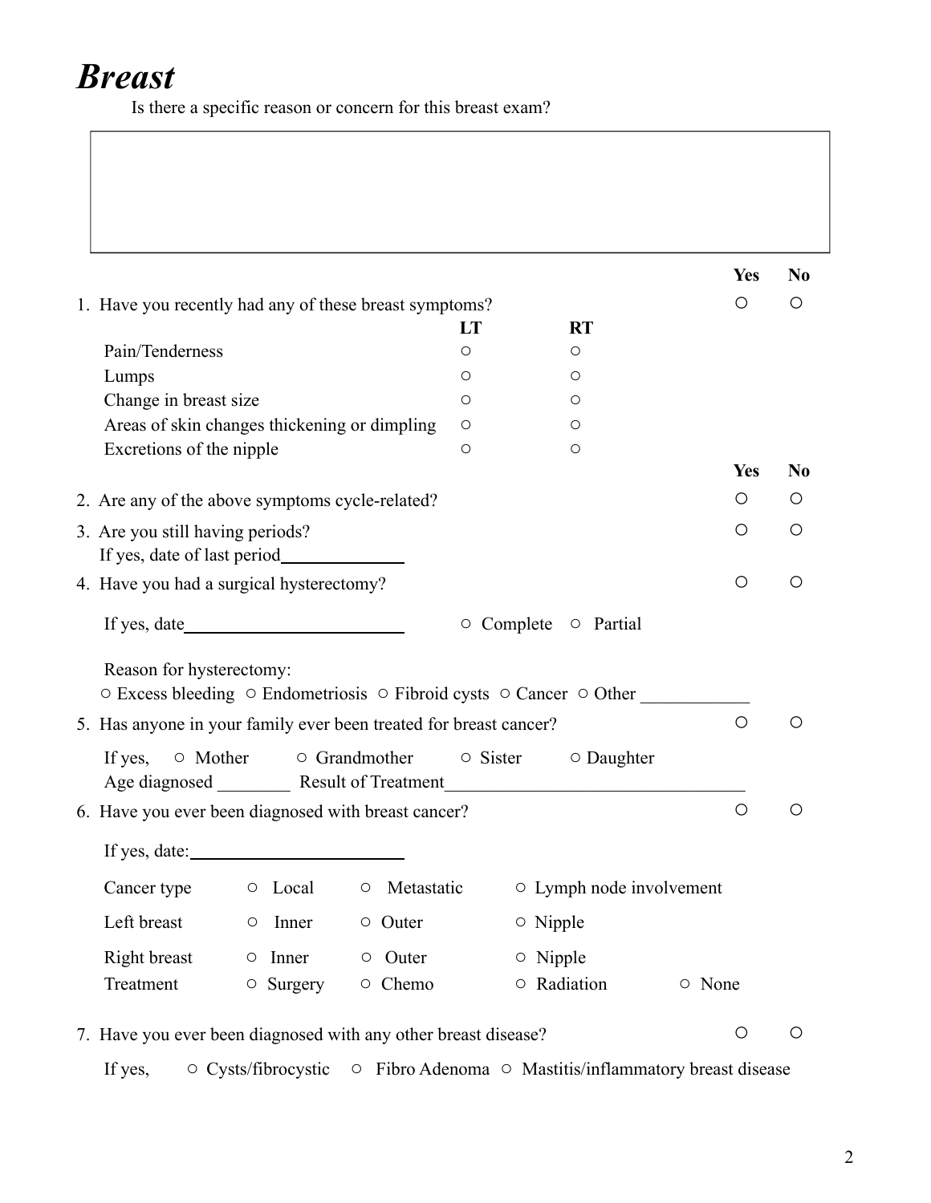# *Breast*

Is there a specific reason or concern for this breast exam?

| |
|---|
| |

| | Yes | No |
|---|---|---|
| 1. Have you recently had any of these breast symptoms? | ○ | ○ |

| | LT | RT |
|---|---|---|
| Pain/Tenderness | ○ | ○ |
| Lumps | ○ | ○ |
| Change in breast size | ○ | ○ |
| Areas of skin changes thickening or dimpling | ○ | ○ |
| Excretions of the nipple | ○ | ○ |

| | Yes | No |
|---|---|---|
| 2. Are any of the above symptoms cycle-related? | ○ | ○ |
| 3. Are you still having periods? | ○ | ○ |

If yes, date of last period_____________

| | Yes | No |
|---|---|---|
| 4. Have you had a surgical hysterectomy? | ○ | ○ |

If yes, date________________________ ○ Complete ○ Partial

Reason for hysterectomy:
○ Excess bleeding ○ Endometriosis ○ Fibroid cysts ○ Cancer ○ Other ____________

| | Yes | No |
|---|---|---|
| 5. Has anyone in your family ever been treated for breast cancer? | ○ | ○ |

If yes, ○ Mother ○ Grandmother ○ Sister ○ Daughter
Age diagnosed ________ Result of Treatment_________________________________

| | Yes | No |
|---|---|---|
| 6. Have you ever been diagnosed with breast cancer? | ○ | ○ |

If yes, date:_______________________

| | | | | |
|---|---|---|---|---|
| Cancer type | ○ Local | ○ Metastatic | ○ Lymph node involvement | |
| Left breast | ○ Inner | ○ Outer | ○ Nipple | |
| Right breast | ○ Inner | ○ Outer | ○ Nipple | |
| Treatment | ○ Surgery | ○ Chemo | ○ Radiation | ○ None |

| | Yes | No |
|---|---|---|
| 7. Have you ever been diagnosed with any other breast disease? | ○ | ○ |

If yes, ○ Cysts/fibrocystic ○ Fibro Adenoma ○ Mastitis/inflammatory breast disease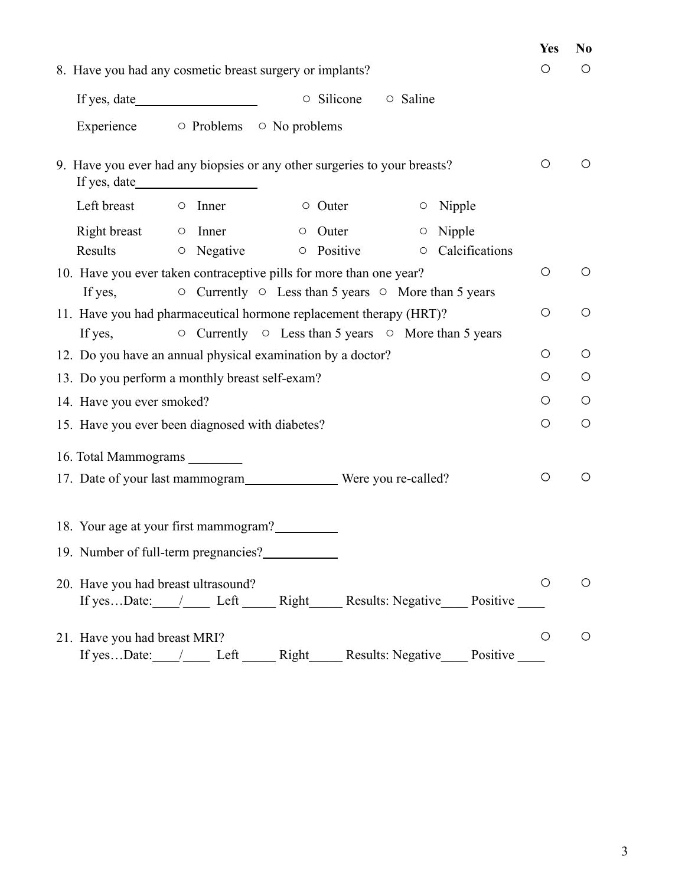| | Yes | No |
|---|---|---|
| 8. Have you had any cosmetic breast surgery or implants? | ○ | ○ |

If yes, date__________________ ○ Silicone ○ Saline

Experience ○ Problems ○ No problems

| | Yes | No |
|---|---|---|
| 9. Have you ever had any biopsies or any other surgeries to your breasts? | ○ | ○ |

If yes, date__________________

| | | | |
|---|---|---|---|
| Left breast | ○ Inner | ○ Outer | ○ Nipple |
| Right breast | ○ Inner | ○ Outer | ○ Nipple |
| Results | ○ Negative | ○ Positive | ○ Calcifications |

| | Yes | No |
|---|---|---|
| 10. Have you ever taken contraceptive pills for more than one year?<br>If yes, ○ Currently ○ Less than 5 years ○ More than 5 years | ○ | ○ |
| 11. Have you had pharmaceutical hormone replacement therapy (HRT)?<br>If yes, ○ Currently ○ Less than 5 years ○ More than 5 years | ○ | ○ |
| 12. Do you have an annual physical examination by a doctor? | ○ | ○ |
| 13. Do you perform a monthly breast self-exam? | ○ | ○ |
| 14. Have you ever smoked? | ○ | ○ |
| 15. Have you ever been diagnosed with diabetes? | ○ | ○ |

16. Total Mammograms ________

| | Yes | No |
|---|---|---|
| 17. Date of your last mammogram______________ Were you re-called? | ○ | ○ |

18. Your age at your first mammogram?_________

19. Number of full-term pregnancies?___________

| | Yes | No |
|---|---|---|
| 20. Have you had breast ultrasound?<br>If yes…Date:____/____ Left _____ Right_____ Results: Negative____ Positive ____ | ○ | ○ |
| 21. Have you had breast MRI?<br>If yes…Date:____/____ Left _____ Right_____ Results: Negative____ Positive ____ | ○ | ○ |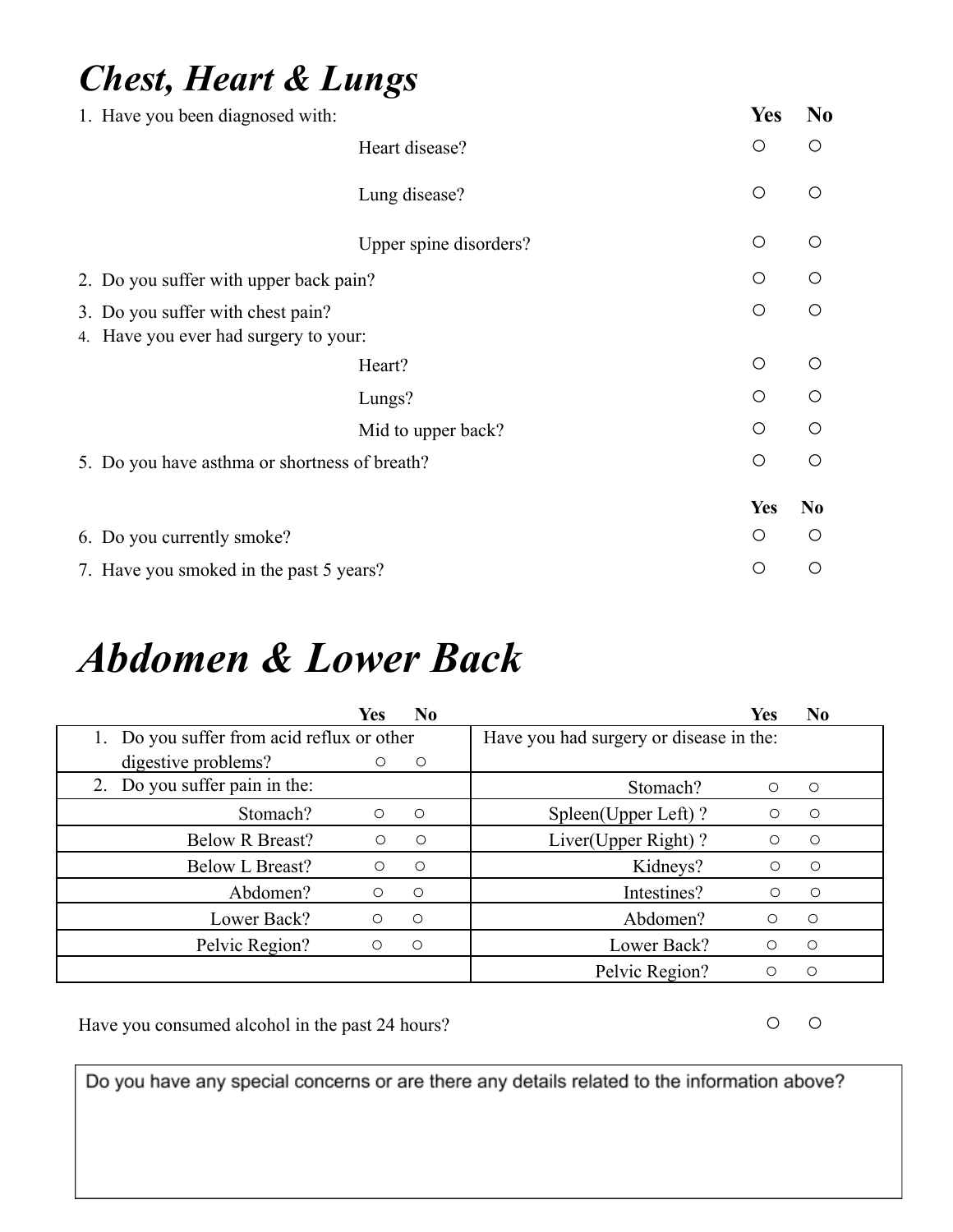## *Chest, Heart & Lungs*

| | | Yes | No |
|---|---|---|---|
| 1. Have you been diagnosed with: | | | |
| | Heart disease? | ○ | ○ |
| | Lung disease? | ○ | ○ |
| | Upper spine disorders? | ○ | ○ |
| 2. Do you suffer with upper back pain? | | ○ | ○ |
| 3. Do you suffer with chest pain? | | ○ | ○ |
| 4. Have you ever had surgery to your: | | | |
| | Heart? | ○ | ○ |
| | Lungs? | ○ | ○ |
| | Mid to upper back? | ○ | ○ |
| 5. Do you have asthma or shortness of breath? | | ○ | ○ |

| | Yes | No |
|---|---|---|
| 6. Do you currently smoke? | ○ | ○ |
| 7. Have you smoked in the past 5 years? | ○ | ○ |

# *Abdomen & Lower Back*

| | Yes | No | | Yes | No |
|---|---|---|---|---|---|
| 1. Do you suffer from acid reflux or other digestive problems? | ○ | ○ | Have you had surgery or disease in the: | | |
| 2. Do you suffer pain in the: | | | Stomach? | ○ | ○ |
| Stomach? | ○ | ○ | Spleen(Upper Left) ? | ○ | ○ |
| Below R Breast? | ○ | ○ | Liver(Upper Right) ? | ○ | ○ |
| Below L Breast? | ○ | ○ | Kidneys? | ○ | ○ |
| Abdomen? | ○ | ○ | Intestines? | ○ | ○ |
| Lower Back? | ○ | ○ | Abdomen? | ○ | ○ |
| Pelvic Region? | ○ | ○ | Lower Back? | ○ | ○ |
| | | | Pelvic Region? | ○ | ○ |

Have you consumed alcohol in the past 24 hours? ○ ○

Do you have any special concerns or are there any details related to the information above?